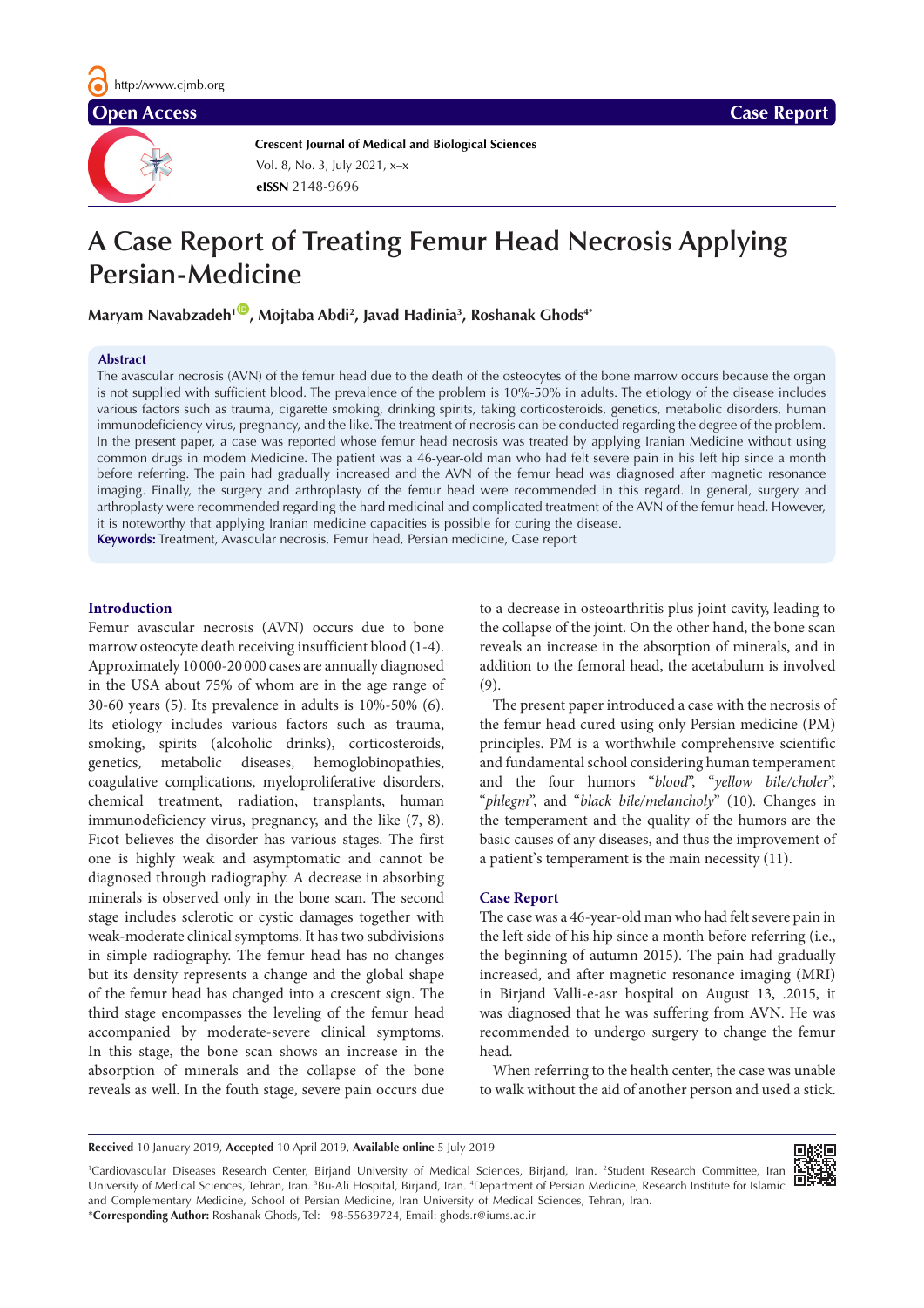# A Case Report of Treating Femur Head Necrosis Applying Persian-Medicine

**Maryam Navabzadeh[1], Mojtaba Abdi[2], Javad Hadinia[3], Roshanak Ghods[4*]**

## Abstract

The avascular necrosis (AVN) of the femur head due to the death of the osteocytes of the bone marrow occurs because the organ is not supplied with sufficient blood. The prevalence of the problem is 10%-50% in adults. The etiology of the disease includes various factors such as trauma, cigarette smoking, drinking spirits, taking corticosteroids, genetics, metabolic disorders, human immunodeficiency virus, pregnancy, and the like. The treatment of necrosis can be conducted regarding the degree of the problem. In the present paper, a case was reported whose femur head necrosis was treated by applying Iranian Medicine without using common drugs in modem Medicine. The patient was a 46-year-old man who had felt severe pain in his left hip since a month before referring. The pain had gradually increased and the AVN of the femur head was diagnosed after magnetic resonance imaging. Finally, the surgery and arthroplasty of the femur head were recommended in this regard. In general, surgery and arthroplasty were recommended regarding the hard medicinal and complicated treatment of the AVN of the femur head. However, it is noteworthy that applying Iranian medicine capacities is possible for curing the disease.

**Keywords:** Treatment, Avascular necrosis, Femur head, Persian medicine, Case report

## Introduction

Femur avascular necrosis (AVN) occurs due to bone marrow osteocyte death receiving insufficient blood (1-4). Approximately 10 000-20 000 cases are annually diagnosed in the USA about 75% of whom are in the age range of 30-60 years (5). Its prevalence in adults is 10%-50% (6). Its etiology includes various factors such as trauma, smoking, spirits (alcoholic drinks), corticosteroids, genetics, metabolic diseases, hemoglobinopathies, coagulative complications, myeloproliferative disorders, chemical treatment, radiation, transplants, human immunodeficiency virus, pregnancy, and the like (7, 8). Ficot believes the disorder has various stages. The first one is highly weak and asymptomatic and cannot be diagnosed through radiography. A decrease in absorbing minerals is observed only in the bone scan. The second stage includes sclerotic or cystic damages together with weak-moderate clinical symptoms. It has two subdivisions in simple radiography. The femur head has no changes but its density represents a change and the global shape of the femur head has changed into a crescent sign. The third stage encompasses the leveling of the femur head accompanied by moderate-severe clinical symptoms. In this stage, the bone scan shows an increase in the absorption of minerals and the collapse of the bone reveals as well. In the fouth stage, severe pain occurs due to a decrease in osteoarthritis plus joint cavity, leading to the collapse of the joint. On the other hand, the bone scan reveals an increase in the absorption of minerals, and in addition to the femoral head, the acetabulum is involved (9).

The present paper introduced a case with the necrosis of the femur head cured using only Persian medicine (PM) principles. PM is a worthwhile comprehensive scientific and fundamental school considering human temperament and the four humors "*blood*", "*yellow bile/choler*", "*phlegm*", and "*black bile/melancholy*" (10). Changes in the temperament and the quality of the humors are the basic causes of any diseases, and thus the improvement of a patient's temperament is the main necessity (11).

## Case Report

The case was a 46-year-old man who had felt severe pain in the left side of his hip since a month before referring (i.e., the beginning of autumn 2015). The pain had gradually increased, and after magnetic resonance imaging (MRI) in Birjand Valli-e-asr hospital on August 13, .2015, it was diagnosed that he was suffering from AVN. He was recommended to undergo surgery to change the femur head.

When referring to the health center, the case was unable to walk without the aid of another person and used a stick.

---

**Received** 10 January 2019, **Accepted** 10 April 2019, **Available online** 5 July 2019

[1]Cardiovascular Diseases Research Center, Birjand University of Medical Sciences, Birjand, Iran. [2]Student Research Committee, Iran University of Medical Sciences, Tehran, Iran. [3]Bu-Ali Hospital, Birjand, Iran. [4]Department of Persian Medicine, Research Institute for Islamic and Complementary Medicine, School of Persian Medicine, Iran University of Medical Sciences, Tehran, Iran.

*__Corresponding Author:__ Roshanak Ghods, Tel: +98-55639724, Email: ghods.r@iums.ac.ir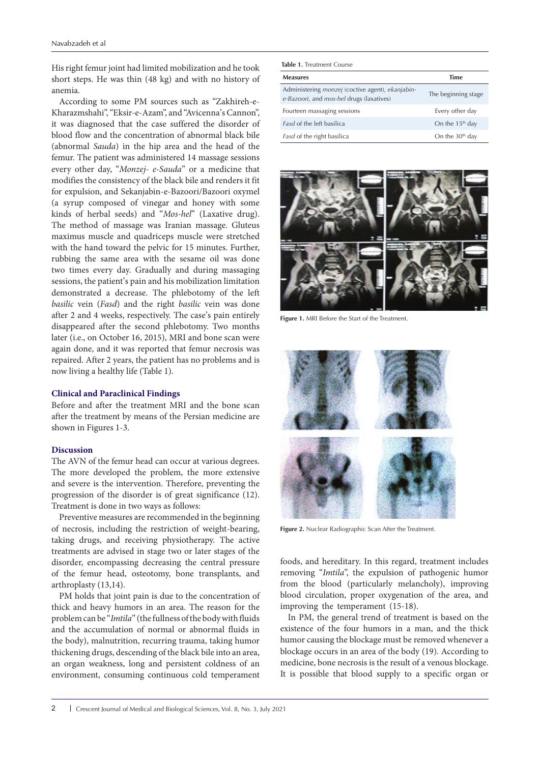His right femur joint had limited mobilization and he took short steps. He was thin (48 kg) and with no history of anemia.

According to some PM sources such as "Zakhireh-e-Kharazmshahi", "Eksir-e-Azam", and "Avicenna's Cannon", it was diagnosed that the case suffered the disorder of blood flow and the concentration of abnormal black bile (abnormal *Sauda*) in the hip area and the head of the femur. The patient was administered 14 massage sessions every other day, "*Monzej- e-Sauda*" or a medicine that modifies the consistency of the black bile and renders it fit for expulsion, and Sekanjabin-e-Bazoori/Bazoori oxymel (a syrup composed of vinegar and honey with some kinds of herbal seeds) and "*Mos-hel*" (Laxative drug). The method of massage was Iranian massage. Gluteus maximus muscle and quadriceps muscle were stretched with the hand toward the pelvic for 15 minutes. Further, rubbing the same area with the sesame oil was done two times every day. Gradually and during massaging sessions, the patient's pain and his mobilization limitation demonstrated a decrease. The phlebotomy of the left *basilic* vein (*Fasd*) and the right *basilic* vein was done after 2 and 4 weeks, respectively. The case's pain entirely disappeared after the second phlebotomy. Two months later (i.e., on October 16, 2015), MRI and bone scan were again done, and it was reported that femur necrosis was repaired. After 2 years, the patient has no problems and is now living a healthy life (Table 1).

**Table 1.** Treatment Course

| Measures | Time |
|---|---|
| Administering *monzej* (coctive agent), *ekanjabin-e-Bazoori*, and *mos-hel* drugs (laxatives) | The beginning stage |
| Fourteen massaging sessions | Every other day |
| *Fasd* of the left basilica | On the 15th day |
| *Fasd* of the right basilica | On the 30th day |

**Figure 1.** MRI Before the Start of the Treatment.

**Figure 2.** Nuclear Radiographic Scan After the Treatment.

## Clinical and Paraclinical Findings

Before and after the treatment MRI and the bone scan after the treatment by means of the Persian medicine are shown in Figures 1-3.

## Discussion

The AVN of the femur head can occur at various degrees. The more developed the problem, the more extensive and severe is the intervention. Therefore, preventing the progression of the disorder is of great significance (12). Treatment is done in two ways as follows:

Preventive measures are recommended in the beginning of necrosis, including the restriction of weight-bearing, taking drugs, and receiving physiotherapy. The active treatments are advised in stage two or later stages of the disorder, encompassing decreasing the central pressure of the femur head, osteotomy, bone transplants, and arthroplasty (13,14).

PM holds that joint pain is due to the concentration of thick and heavy humors in an area. The reason for the problem can be "*Imtila*" (the fullness of the body with fluids and the accumulation of normal or abnormal fluids in the body), malnutrition, recurring trauma, taking humor thickening drugs, descending of the black bile into an area, an organ weakness, long and persistent coldness of an environment, consuming continuous cold temperament foods, and hereditary. In this regard, treatment includes removing "*Imtila*", the expulsion of pathogenic humor from the blood (particularly melancholy), improving blood circulation, proper oxygenation of the area, and improving the temperament (15-18).

In PM, the general trend of treatment is based on the existence of the four humors in a man, and the thick humor causing the blockage must be removed whenever a blockage occurs in an area of the body (19). According to medicine, bone necrosis is the result of a venous blockage. It is possible that blood supply to a specific organ or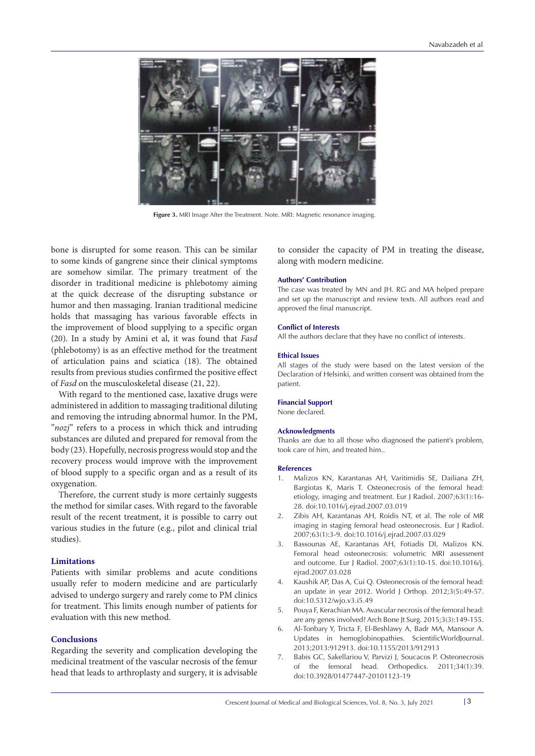Figure 3. MRI Image After the Treatment. Note. MRI: Magnetic resonance imaging.

bone is disrupted for some reason. This can be similar to some kinds of gangrene since their clinical symptoms are somehow similar. The primary treatment of the disorder in traditional medicine is phlebotomy aiming at the quick decrease of the disrupting substance or humor and then massaging. Iranian traditional medicine holds that massaging has various favorable effects in the improvement of blood supplying to a specific organ (20). In a study by Amini et al, it was found that *Fasd* (phlebotomy) is as an effective method for the treatment of articulation pains and sciatica (18). The obtained results from previous studies confirmed the positive effect of *Fasd* on the musculoskeletal disease (21, 22).

With regard to the mentioned case, laxative drugs were administered in addition to massaging traditional diluting and removing the intruding abnormal humor. In the PM, "*nozj*" refers to a process in which thick and intruding substances are diluted and prepared for removal from the body (23). Hopefully, necrosis progress would stop and the recovery process would improve with the improvement of blood supply to a specific organ and as a result of its oxygenation.

Therefore, the current study is more certainly suggests the method for similar cases. With regard to the favorable result of the recent treatment, it is possible to carry out various studies in the future (e.g., pilot and clinical trial studies).

## Limitations

Patients with similar problems and acute conditions usually refer to modern medicine and are particularly advised to undergo surgery and rarely come to PM clinics for treatment. This limits enough number of patients for evaluation with this new method.

## Conclusions

Regarding the severity and complication developing the medicinal treatment of the vascular necrosis of the femur head that leads to arthroplasty and surgery, it is advisable to consider the capacity of PM in treating the disease, along with modern medicine.

### Authors' Contribution

The case was treated by MN and JH. RG and MA helped prepare and set up the manuscript and review texts. All authors read and approved the final manuscript.

### Conflict of Interests

All the authors declare that they have no conflict of interests.

### Ethical Issues

All stages of the study were based on the latest version of the Declaration of Helsinki, and written consent was obtained from the patient.

### Financial Support

None declared.

### Acknowledgments

Thanks are due to all those who diagnosed the patient's problem, took care of him, and treated him..

### References

1. Malizos KN, Karantanas AH, Varitimidis SE, Dailiana ZH, Bargiotas K, Maris T. Osteonecrosis of the femoral head: etiology, imaging and treatment. Eur J Radiol. 2007;63(1):16-28. doi:10.1016/j.ejrad.2007.03.019
2. Zibis AH, Karantanas AH, Roidis NT, et al. The role of MR imaging in staging femoral head osteonecrosis. Eur J Radiol. 2007;63(1):3-9. doi:10.1016/j.ejrad.2007.03.029
3. Bassounas AE, Karantanas AH, Fotiadis DI, Malizos KN. Femoral head osteonecrosis: volumetric MRI assessment and outcome. Eur J Radiol. 2007;63(1):10-15. doi:10.1016/j.ejrad.2007.03.028
4. Kaushik AP, Das A, Cui Q. Osteonecrosis of the femoral head: an update in year 2012. World J Orthop. 2012;3(5):49-57. doi:10.5312/wjo.v3.i5.49
5. Pouya F, Kerachian MA. Avascular necrosis of the femoral head: are any genes involved? Arch Bone Jt Surg. 2015;3(3):149-155.
6. Al-Tonbary Y, Tricta F, El-Beshlawy A, Badr MA, Mansour A. Updates in hemoglobinopathies. ScientificWorldJournal. 2013;2013:912913. doi:10.1155/2013/912913
7. Babis GC, Sakellariou V, Parvizi J, Soucacos P. Osteonecrosis of the femoral head. Orthopedics. 2011;34(1):39. doi:10.3928/01477447-20101123-19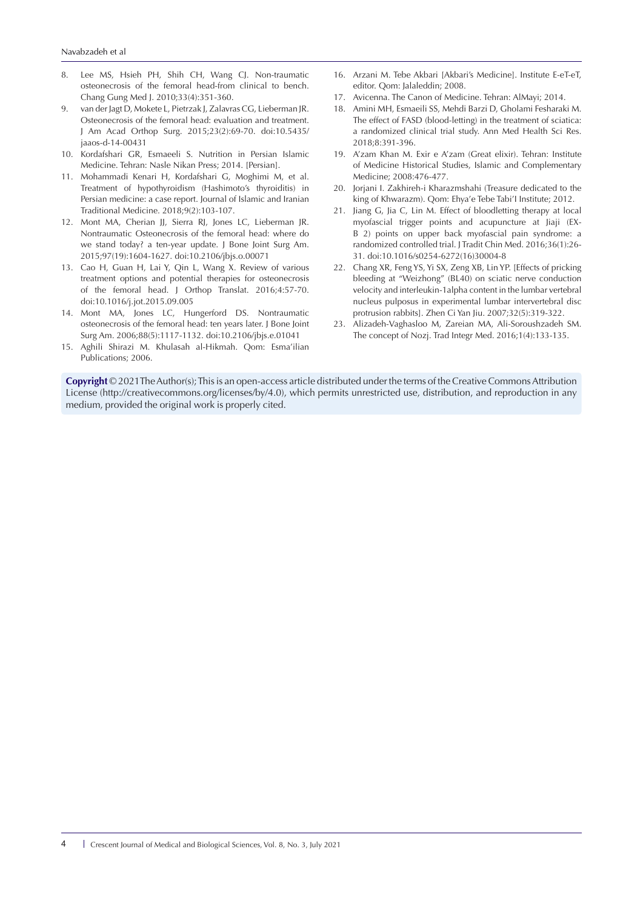8. Lee MS, Hsieh PH, Shih CH, Wang CJ. Non-traumatic osteonecrosis of the femoral head-from clinical to bench. Chang Gung Med J. 2010;33(4):351-360.
9. van der Jagt D, Mokete L, Pietrzak J, Zalavras CG, Lieberman JR. Osteonecrosis of the femoral head: evaluation and treatment. J Am Acad Orthop Surg. 2015;23(2):69-70. doi:10.5435/jaaos-d-14-00431
10. Kordafshari GR, Esmaeeli S. Nutrition in Persian Islamic Medicine. Tehran: Nasle Nikan Press; 2014. [Persian].
11. Mohammadi Kenari H, Kordafshari G, Moghimi M, et al. Treatment of hypothyroidism (Hashimoto's thyroiditis) in Persian medicine: a case report. Journal of Islamic and Iranian Traditional Medicine. 2018;9(2):103-107.
12. Mont MA, Cherian JJ, Sierra RJ, Jones LC, Lieberman JR. Nontraumatic Osteonecrosis of the femoral head: where do we stand today? a ten-year update. J Bone Joint Surg Am. 2015;97(19):1604-1627. doi:10.2106/jbjs.o.00071
13. Cao H, Guan H, Lai Y, Qin L, Wang X. Review of various treatment options and potential therapies for osteonecrosis of the femoral head. J Orthop Translat. 2016;4:57-70. doi:10.1016/j.jot.2015.09.005
14. Mont MA, Jones LC, Hungerford DS. Nontraumatic osteonecrosis of the femoral head: ten years later. J Bone Joint Surg Am. 2006;88(5):1117-1132. doi:10.2106/jbjs.e.01041
15. Aghili Shirazi M. Khulasah al-Hikmah. Qom: Esma'ilian Publications; 2006.
16. Arzani M. Tebe Akbari [Akbari's Medicine]. Institute E-eT-eT, editor. Qom: Jalaleddin; 2008.
17. Avicenna. The Canon of Medicine. Tehran: AlMayi; 2014.
18. Amini MH, Esmaeili SS, Mehdi Barzi D, Gholami Fesharaki M. The effect of FASD (blood-letting) in the treatment of sciatica: a randomized clinical trial study. Ann Med Health Sci Res. 2018;8:391-396.
19. A'zam Khan M. Exir e A'zam (Great elixir). Tehran: Institute of Medicine Historical Studies, Islamic and Complementary Medicine; 2008:476-477.
20. Jorjani I. Zakhireh-i Kharazmshahi (Treasure dedicated to the king of Khwarazm). Qom: Ehya'e Tebe Tabi'I Institute; 2012.
21. Jiang G, Jia C, Lin M. Effect of bloodletting therapy at local myofascial trigger points and acupuncture at Jiaji (EX-B 2) points on upper back myofascial pain syndrome: a randomized controlled trial. J Tradit Chin Med. 2016;36(1):26-31. doi:10.1016/s0254-6272(16)30004-8
22. Chang XR, Feng YS, Yi SX, Zeng XB, Lin YP. [Effects of pricking bleeding at "Weizhong" (BL40) on sciatic nerve conduction velocity and interleukin-1alpha content in the lumbar vertebral nucleus pulposus in experimental lumbar intervertebral disc protrusion rabbits]. Zhen Ci Yan Jiu. 2007;32(5):319-322.
23. Alizadeh-Vaghasloo M, Zareian MA, Ali-Soroushzadeh SM. The concept of Nozj. Trad Integr Med. 2016;1(4):133-135.

**Copyright** © 2021 The Author(s); This is an open-access article distributed under the terms of the Creative Commons Attribution License (http://creativecommons.org/licenses/by/4.0), which permits unrestricted use, distribution, and reproduction in any medium, provided the original work is properly cited.